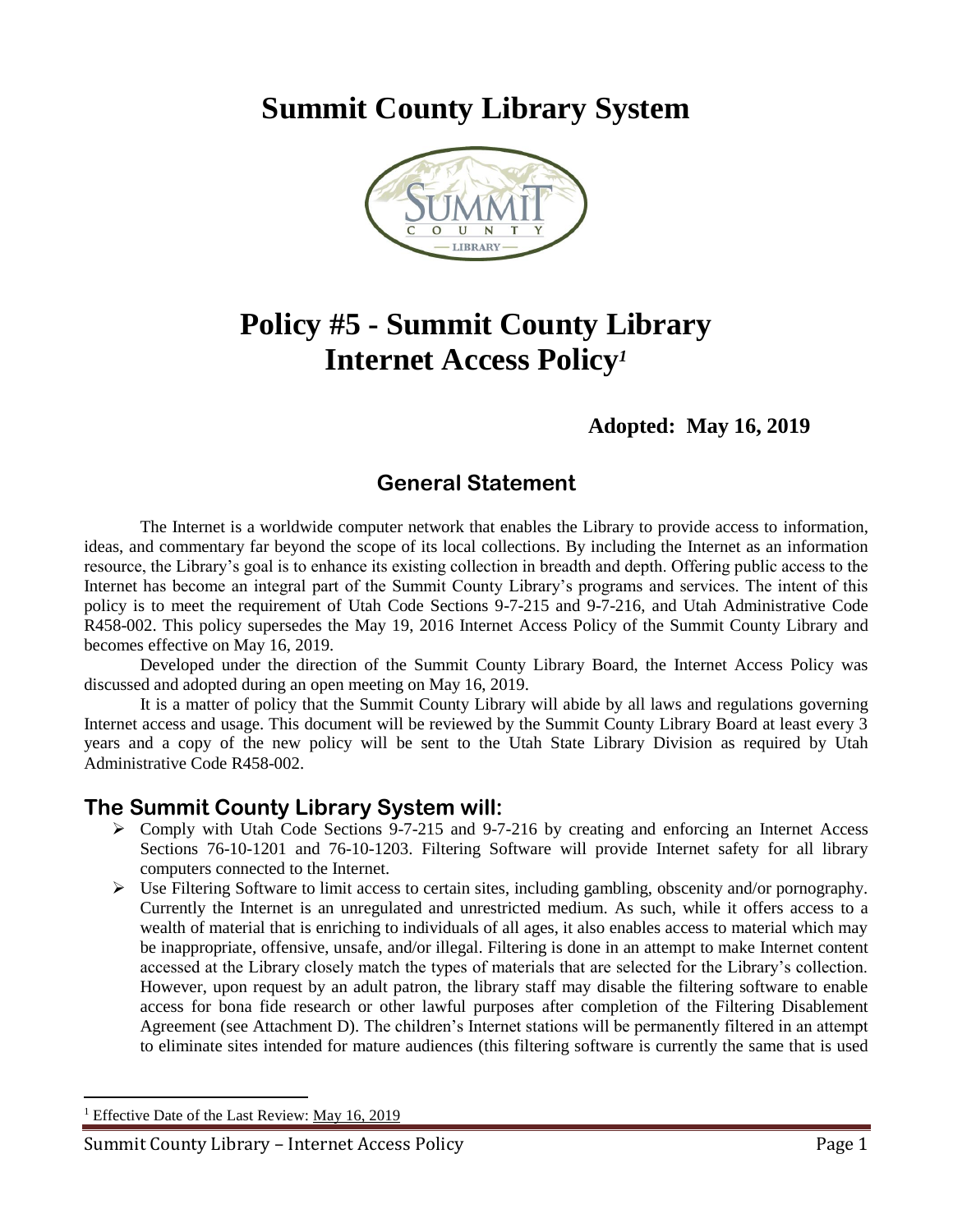# Summit County Library System

# Policy #5 - Summit County Library Internet Access Policy[1]

**Adopted: May 16, 2019**

## General Statement

The Internet is a worldwide computer network that enables the Library to provide access to information, ideas, and commentary far beyond the scope of its local collections. By including the Internet as an information resource, the Library's goal is to enhance its existing collection in breadth and depth. Offering public access to the Internet has become an integral part of the Summit County Library's programs and services. The intent of this policy is to meet the requirement of Utah Code Sections 9-7-215 and 9-7-216, and Utah Administrative Code R458-002. This policy supersedes the May 19, 2016 Internet Access Policy of the Summit County Library and becomes effective on May 16, 2019.

Developed under the direction of the Summit County Library Board, the Internet Access Policy was discussed and adopted during an open meeting on May 16, 2019.

It is a matter of policy that the Summit County Library will abide by all laws and regulations governing Internet access and usage. This document will be reviewed by the Summit County Library Board at least every 3 years and a copy of the new policy will be sent to the Utah State Library Division as required by Utah Administrative Code R458-002.

## The Summit County Library System will:

- Comply with Utah Code Sections 9-7-215 and 9-7-216 by creating and enforcing an Internet Access Sections 76-10-1201 and 76-10-1203. Filtering Software will provide Internet safety for all library computers connected to the Internet.
- Use Filtering Software to limit access to certain sites, including gambling, obscenity and/or pornography. Currently the Internet is an unregulated and unrestricted medium. As such, while it offers access to a wealth of material that is enriching to individuals of all ages, it also enables access to material which may be inappropriate, offensive, unsafe, and/or illegal. Filtering is done in an attempt to make Internet content accessed at the Library closely match the types of materials that are selected for the Library's collection. However, upon request by an adult patron, the library staff may disable the filtering software to enable access for bona fide research or other lawful purposes after completion of the Filtering Disablement Agreement (see Attachment D). The children's Internet stations will be permanently filtered in an attempt to eliminate sites intended for mature audiences (this filtering software is currently the same that is used

---

[1] Effective Date of the Last Review: May 16, 2019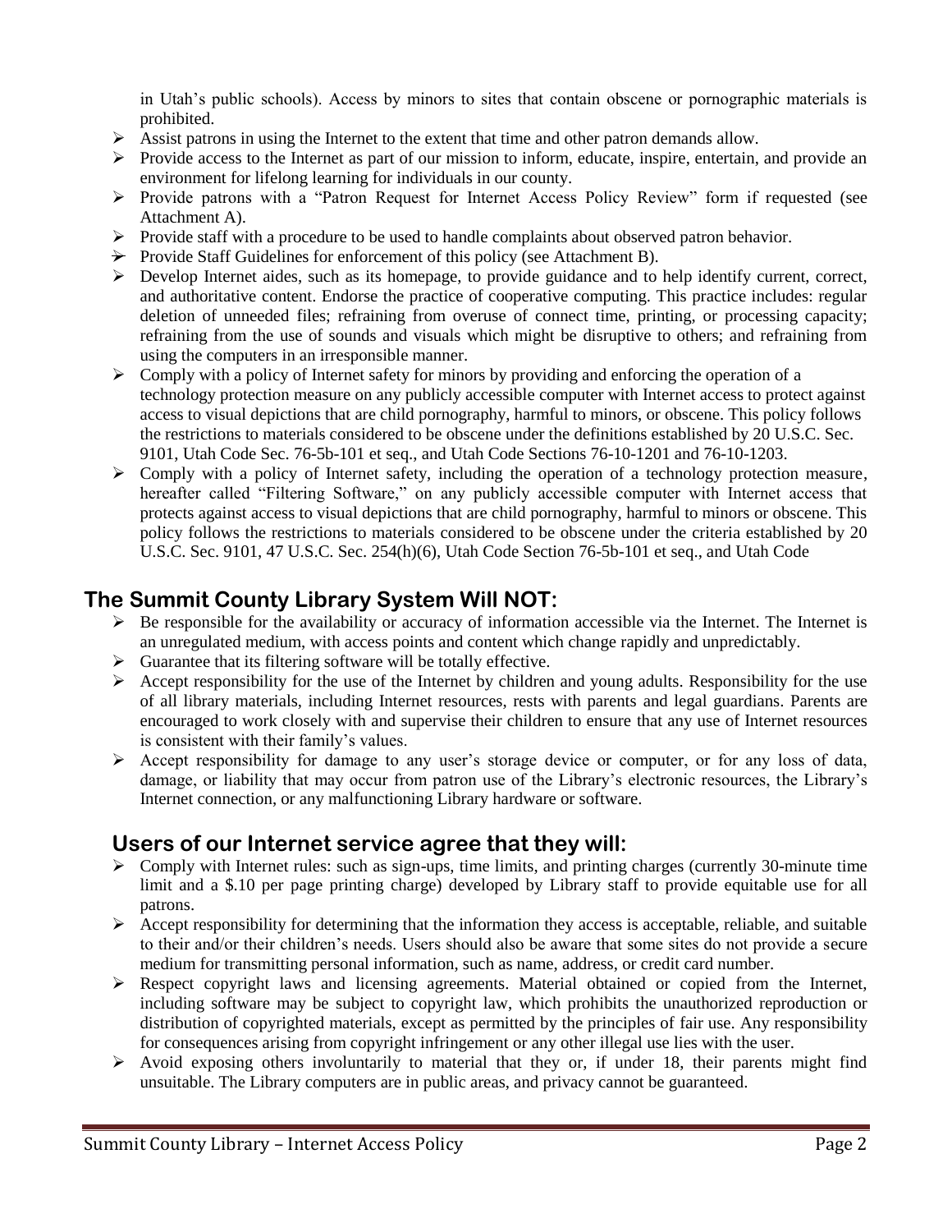in Utah's public schools). Access by minors to sites that contain obscene or pornographic materials is prohibited.

- Assist patrons in using the Internet to the extent that time and other patron demands allow.
- Provide access to the Internet as part of our mission to inform, educate, inspire, entertain, and provide an environment for lifelong learning for individuals in our county.
- Provide patrons with a "Patron Request for Internet Access Policy Review" form if requested (see Attachment A).
- Provide staff with a procedure to be used to handle complaints about observed patron behavior.
- Provide Staff Guidelines for enforcement of this policy (see Attachment B).
- Develop Internet aides, such as its homepage, to provide guidance and to help identify current, correct, and authoritative content. Endorse the practice of cooperative computing. This practice includes: regular deletion of unneeded files; refraining from overuse of connect time, printing, or processing capacity; refraining from the use of sounds and visuals which might be disruptive to others; and refraining from using the computers in an irresponsible manner.
- Comply with a policy of Internet safety for minors by providing and enforcing the operation of a technology protection measure on any publicly accessible computer with Internet access to protect against access to visual depictions that are child pornography, harmful to minors, or obscene. This policy follows the restrictions to materials considered to be obscene under the definitions established by 20 U.S.C. Sec. 9101, Utah Code Sec. 76-5b-101 et seq., and Utah Code Sections 76-10-1201 and 76-10-1203.
- Comply with a policy of Internet safety, including the operation of a technology protection measure, hereafter called "Filtering Software," on any publicly accessible computer with Internet access that protects against access to visual depictions that are child pornography, harmful to minors or obscene. This policy follows the restrictions to materials considered to be obscene under the criteria established by 20 U.S.C. Sec. 9101, 47 U.S.C. Sec. 254(h)(6), Utah Code Section 76-5b-101 et seq., and Utah Code

## The Summit County Library System Will NOT:

- Be responsible for the availability or accuracy of information accessible via the Internet. The Internet is an unregulated medium, with access points and content which change rapidly and unpredictably.
- Guarantee that its filtering software will be totally effective.
- Accept responsibility for the use of the Internet by children and young adults. Responsibility for the use of all library materials, including Internet resources, rests with parents and legal guardians. Parents are encouraged to work closely with and supervise their children to ensure that any use of Internet resources is consistent with their family's values.
- Accept responsibility for damage to any user's storage device or computer, or for any loss of data, damage, or liability that may occur from patron use of the Library's electronic resources, the Library's Internet connection, or any malfunctioning Library hardware or software.

## Users of our Internet service agree that they will:

- Comply with Internet rules: such as sign-ups, time limits, and printing charges (currently 30-minute time limit and a $.10 per page printing charge) developed by Library staff to provide equitable use for all patrons.
- Accept responsibility for determining that the information they access is acceptable, reliable, and suitable to their and/or their children's needs. Users should also be aware that some sites do not provide a secure medium for transmitting personal information, such as name, address, or credit card number.
- Respect copyright laws and licensing agreements. Material obtained or copied from the Internet, including software may be subject to copyright law, which prohibits the unauthorized reproduction or distribution of copyrighted materials, except as permitted by the principles of fair use. Any responsibility for consequences arising from copyright infringement or any other illegal use lies with the user.
- Avoid exposing others involuntarily to material that they or, if under 18, their parents might find unsuitable. The Library computers are in public areas, and privacy cannot be guaranteed.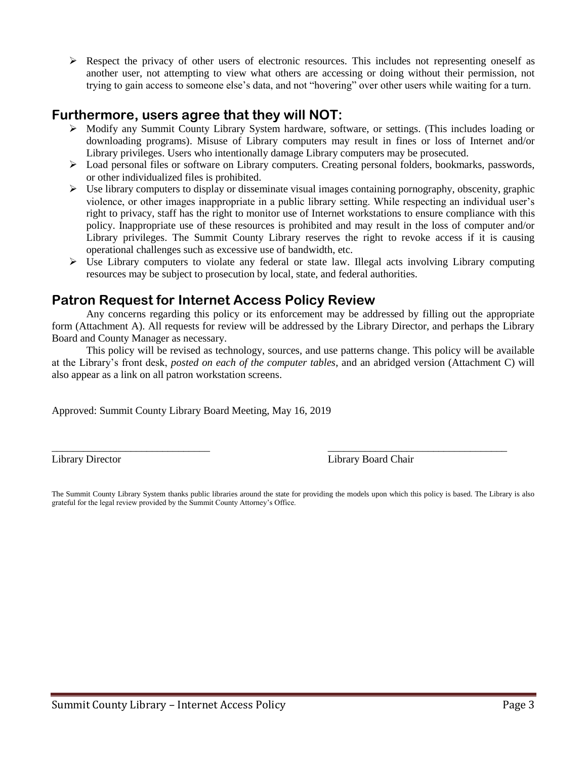- Respect the privacy of other users of electronic resources. This includes not representing oneself as another user, not attempting to view what others are accessing or doing without their permission, not trying to gain access to someone else's data, and not "hovering" over other users while waiting for a turn.

## Furthermore, users agree that they will NOT:

- Modify any Summit County Library System hardware, software, or settings. (This includes loading or downloading programs). Misuse of Library computers may result in fines or loss of Internet and/or Library privileges. Users who intentionally damage Library computers may be prosecuted.
- Load personal files or software on Library computers. Creating personal folders, bookmarks, passwords, or other individualized files is prohibited.
- Use library computers to display or disseminate visual images containing pornography, obscenity, graphic violence, or other images inappropriate in a public library setting. While respecting an individual user's right to privacy, staff has the right to monitor use of Internet workstations to ensure compliance with this policy. Inappropriate use of these resources is prohibited and may result in the loss of computer and/or Library privileges. The Summit County Library reserves the right to revoke access if it is causing operational challenges such as excessive use of bandwidth, etc.
- Use Library computers to violate any federal or state law. Illegal acts involving Library computing resources may be subject to prosecution by local, state, and federal authorities.

## Patron Request for Internet Access Policy Review

Any concerns regarding this policy or its enforcement may be addressed by filling out the appropriate form (Attachment A). All requests for review will be addressed by the Library Director, and perhaps the Library Board and County Manager as necessary.

This policy will be revised as technology, sources, and use patterns change. This policy will be available at the Library's front desk, *posted on each of the computer tables*, and an abridged version (Attachment C) will also appear as a link on all patron workstation screens.

Approved: Summit County Library Board Meeting, May 16, 2019

______________________________ ______________________________

Library Director Library Board Chair

The Summit County Library System thanks public libraries around the state for providing the models upon which this policy is based. The Library is also grateful for the legal review provided by the Summit County Attorney's Office.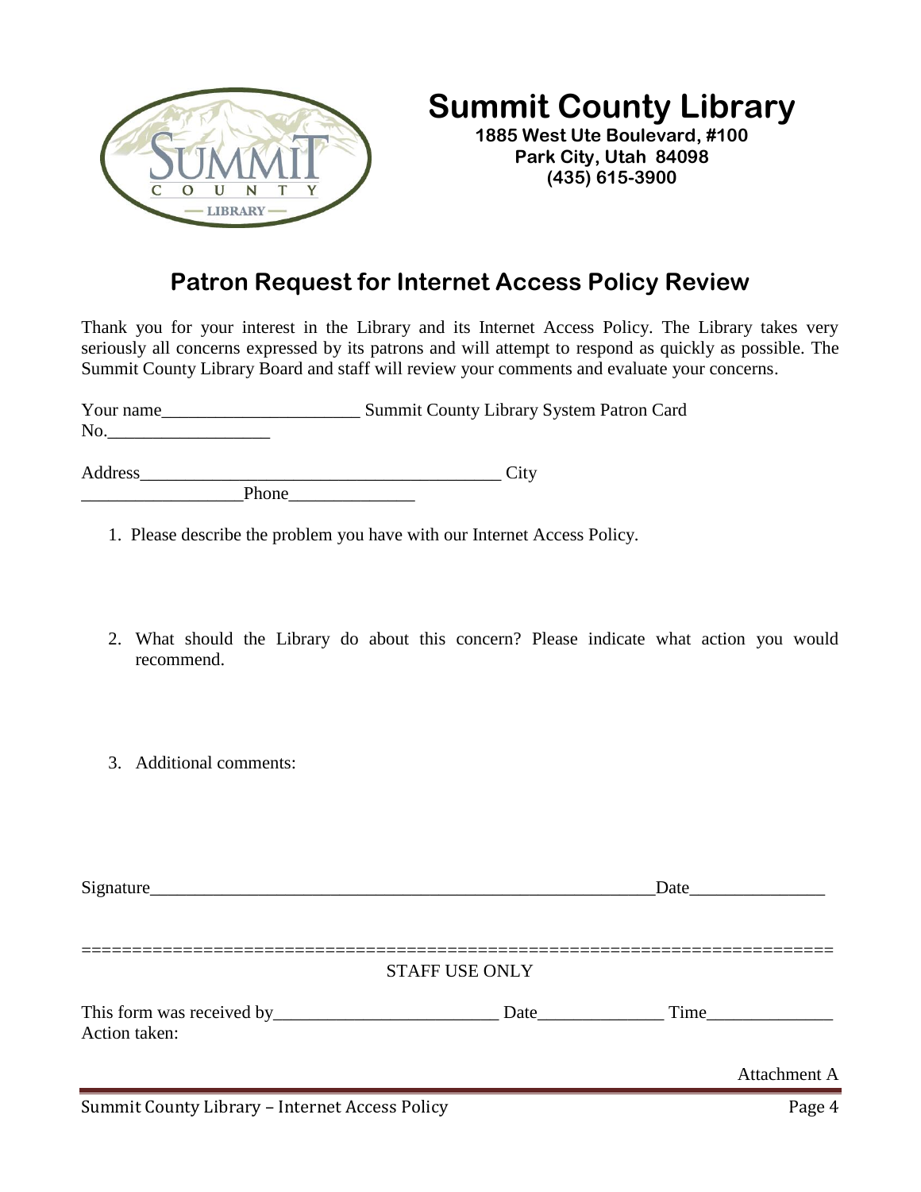# Summit County Library

**1885 West Ute Boulevard, #100**
**Park City, Utah 84098**
**(435) 615-3900**

## Patron Request for Internet Access Policy Review

Thank you for your interest in the Library and its Internet Access Policy. The Library takes very seriously all concerns expressed by its patrons and will attempt to respond as quickly as possible. The Summit County Library Board and staff will review your comments and evaluate your concerns.

Your name______________________ Summit County Library System Patron Card No.__________________

Address_________________________________________ City __________________Phone______________

1. Please describe the problem you have with our Internet Access Policy.

2. What should the Library do about this concern? Please indicate what action you would recommend.

3. Additional comments:

Signature__________________________________________________________Date_______________

==========================================================================

STAFF USE ONLY

This form was received by_________________________ Date______________ Time______________
Action taken:

Attachment A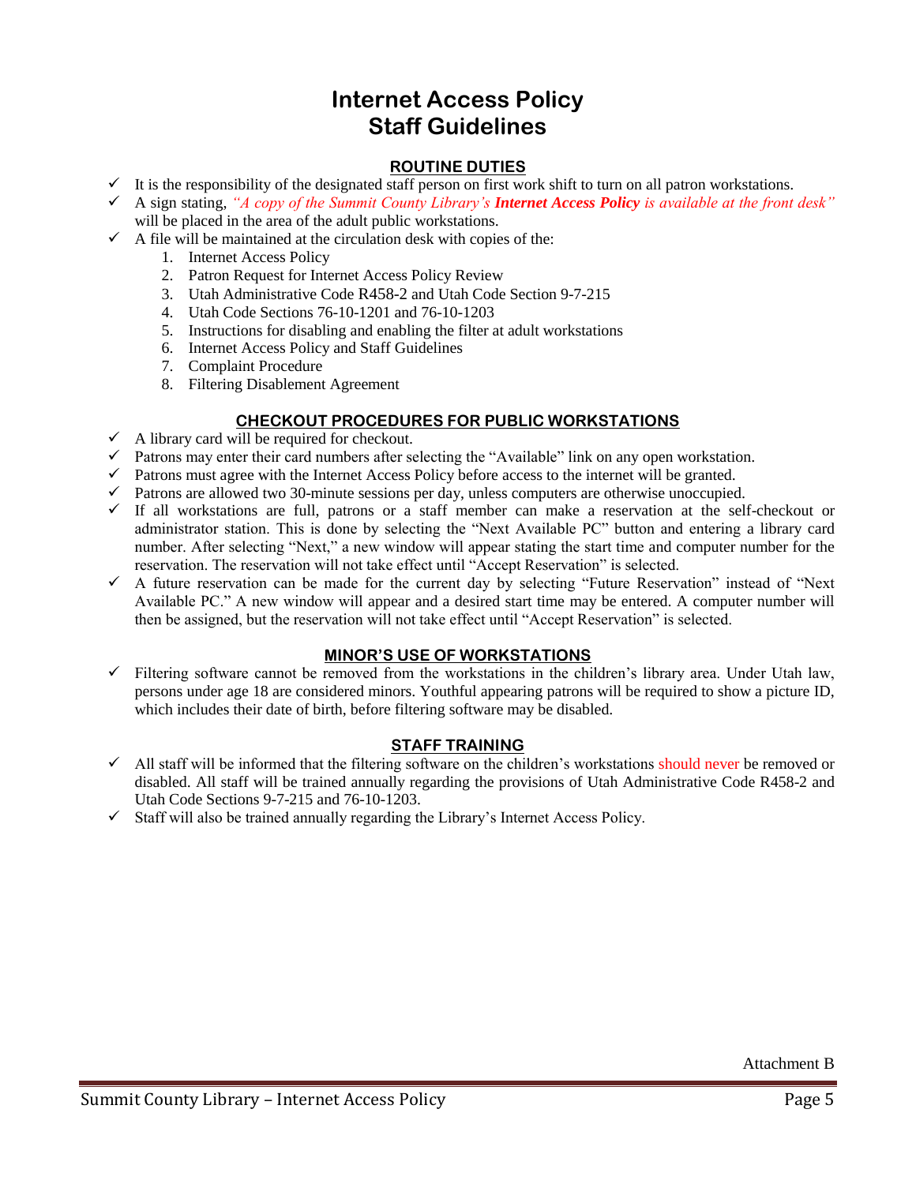# Internet Access Policy
# Staff Guidelines

## ROUTINE DUTIES

- ✓ It is the responsibility of the designated staff person on first work shift to turn on all patron workstations.
- ✓ A sign stating, *"A copy of the Summit County Library's **Internet Access Policy** is available at the front desk"* will be placed in the area of the adult public workstations.
- ✓ A file will be maintained at the circulation desk with copies of the:
  1. Internet Access Policy
  2. Patron Request for Internet Access Policy Review
  3. Utah Administrative Code R458-2 and Utah Code Section 9-7-215
  4. Utah Code Sections 76-10-1201 and 76-10-1203
  5. Instructions for disabling and enabling the filter at adult workstations
  6. Internet Access Policy and Staff Guidelines
  7. Complaint Procedure
  8. Filtering Disablement Agreement

## CHECKOUT PROCEDURES FOR PUBLIC WORKSTATIONS

- ✓ A library card will be required for checkout.
- ✓ Patrons may enter their card numbers after selecting the "Available" link on any open workstation.
- ✓ Patrons must agree with the Internet Access Policy before access to the internet will be granted.
- ✓ Patrons are allowed two 30-minute sessions per day, unless computers are otherwise unoccupied.
- ✓ If all workstations are full, patrons or a staff member can make a reservation at the self-checkout or administrator station. This is done by selecting the "Next Available PC" button and entering a library card number. After selecting "Next," a new window will appear stating the start time and computer number for the reservation. The reservation will not take effect until "Accept Reservation" is selected.
- ✓ A future reservation can be made for the current day by selecting "Future Reservation" instead of "Next Available PC." A new window will appear and a desired start time may be entered. A computer number will then be assigned, but the reservation will not take effect until "Accept Reservation" is selected.

## MINOR'S USE OF WORKSTATIONS

- ✓ Filtering software cannot be removed from the workstations in the children's library area. Under Utah law, persons under age 18 are considered minors. Youthful appearing patrons will be required to show a picture ID, which includes their date of birth, before filtering software may be disabled.

## STAFF TRAINING

- ✓ All staff will be informed that the filtering software on the children's workstations should never be removed or disabled. All staff will be trained annually regarding the provisions of Utah Administrative Code R458-2 and Utah Code Sections 9-7-215 and 76-10-1203.
- ✓ Staff will also be trained annually regarding the Library's Internet Access Policy.

Attachment B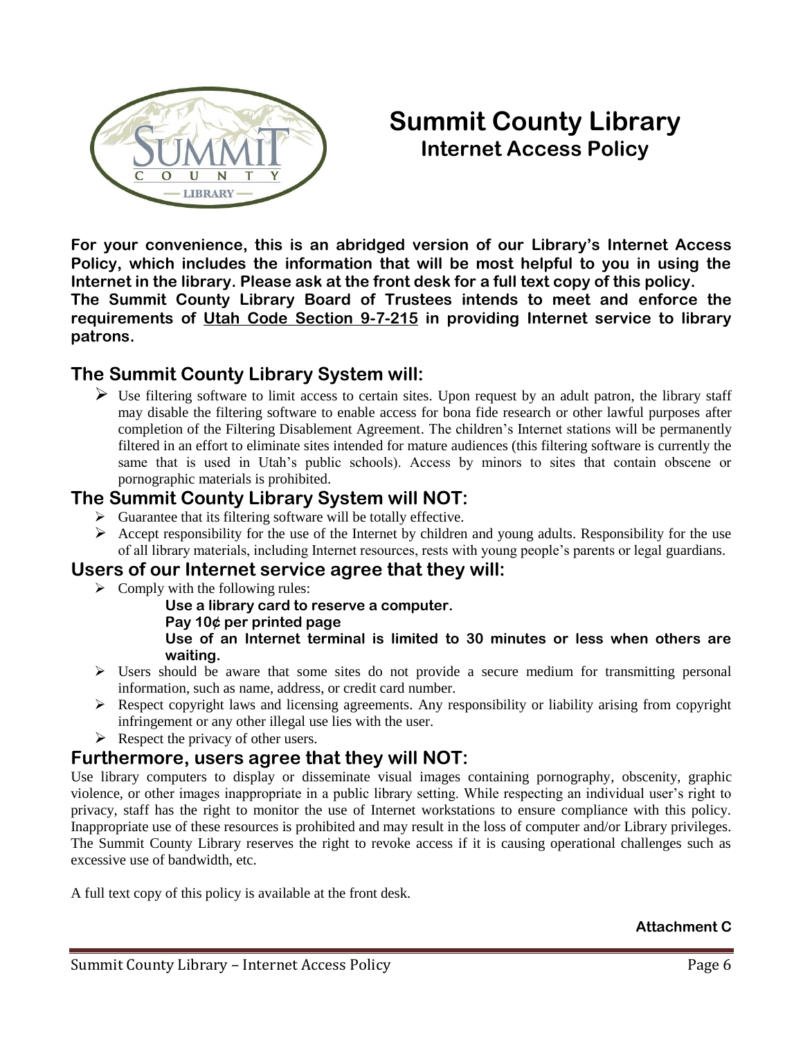# Summit County Library
## Internet Access Policy

**For your convenience, this is an abridged version of our Library's Internet Access Policy, which includes the information that will be most helpful to you in using the Internet in the library. Please ask at the front desk for a full text copy of this policy.**
**The Summit County Library Board of Trustees intends to meet and enforce the requirements of Utah Code Section 9-7-215 in providing Internet service to library patrons.**

### The Summit County Library System will:

- Use filtering software to limit access to certain sites. Upon request by an adult patron, the library staff may disable the filtering software to enable access for bona fide research or other lawful purposes after completion of the Filtering Disablement Agreement. The children's Internet stations will be permanently filtered in an effort to eliminate sites intended for mature audiences (this filtering software is currently the same that is used in Utah's public schools). Access by minors to sites that contain obscene or pornographic materials is prohibited.

### The Summit County Library System will NOT:

- Guarantee that its filtering software will be totally effective.
- Accept responsibility for the use of the Internet by children and young adults. Responsibility for the use of all library materials, including Internet resources, rests with young people's parents or legal guardians.

### Users of our Internet service agree that they will:

- Comply with the following rules:
  - **Use a library card to reserve a computer.**
  - **Pay 10¢ per printed page**
  - **Use of an Internet terminal is limited to 30 minutes or less when others are waiting.**
- Users should be aware that some sites do not provide a secure medium for transmitting personal information, such as name, address, or credit card number.
- Respect copyright laws and licensing agreements. Any responsibility or liability arising from copyright infringement or any other illegal use lies with the user.
- Respect the privacy of other users.

### Furthermore, users agree that they will NOT:

Use library computers to display or disseminate visual images containing pornography, obscenity, graphic violence, or other images inappropriate in a public library setting. While respecting an individual user's right to privacy, staff has the right to monitor the use of Internet workstations to ensure compliance with this policy. Inappropriate use of these resources is prohibited and may result in the loss of computer and/or Library privileges. The Summit County Library reserves the right to revoke access if it is causing operational challenges such as excessive use of bandwidth, etc.

A full text copy of this policy is available at the front desk.

**Attachment C**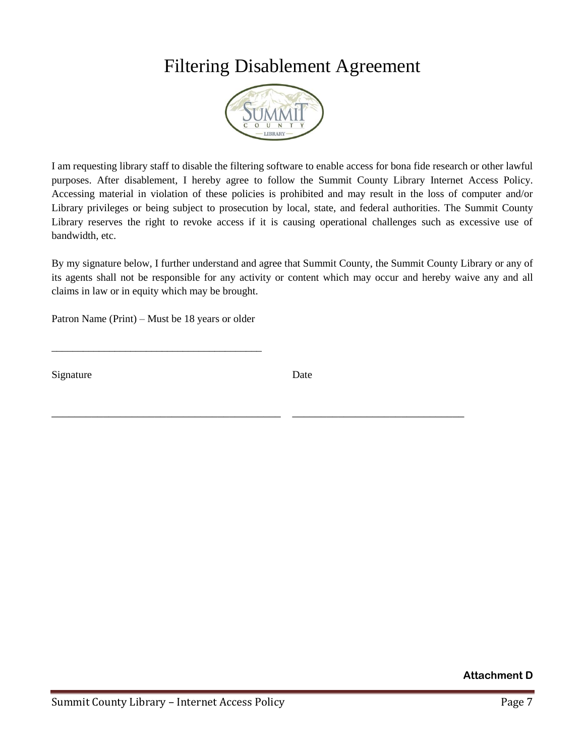# Filtering Disablement Agreement

I am requesting library staff to disable the filtering software to enable access for bona fide research or other lawful purposes. After disablement, I hereby agree to follow the Summit County Library Internet Access Policy. Accessing material in violation of these policies is prohibited and may result in the loss of computer and/or Library privileges or being subject to prosecution by local, state, and federal authorities. The Summit County Library reserves the right to revoke access if it is causing operational challenges such as excessive use of bandwidth, etc.

By my signature below, I further understand and agree that Summit County, the Summit County Library or any of its agents shall not be responsible for any activity or content which may occur and hereby waive any and all claims in law or in equity which may be brought.

Patron Name (Print) – Must be 18 years or older

________________________________________

Signature                                                                 Date

____________________________________________    _________________________________

**Attachment D**